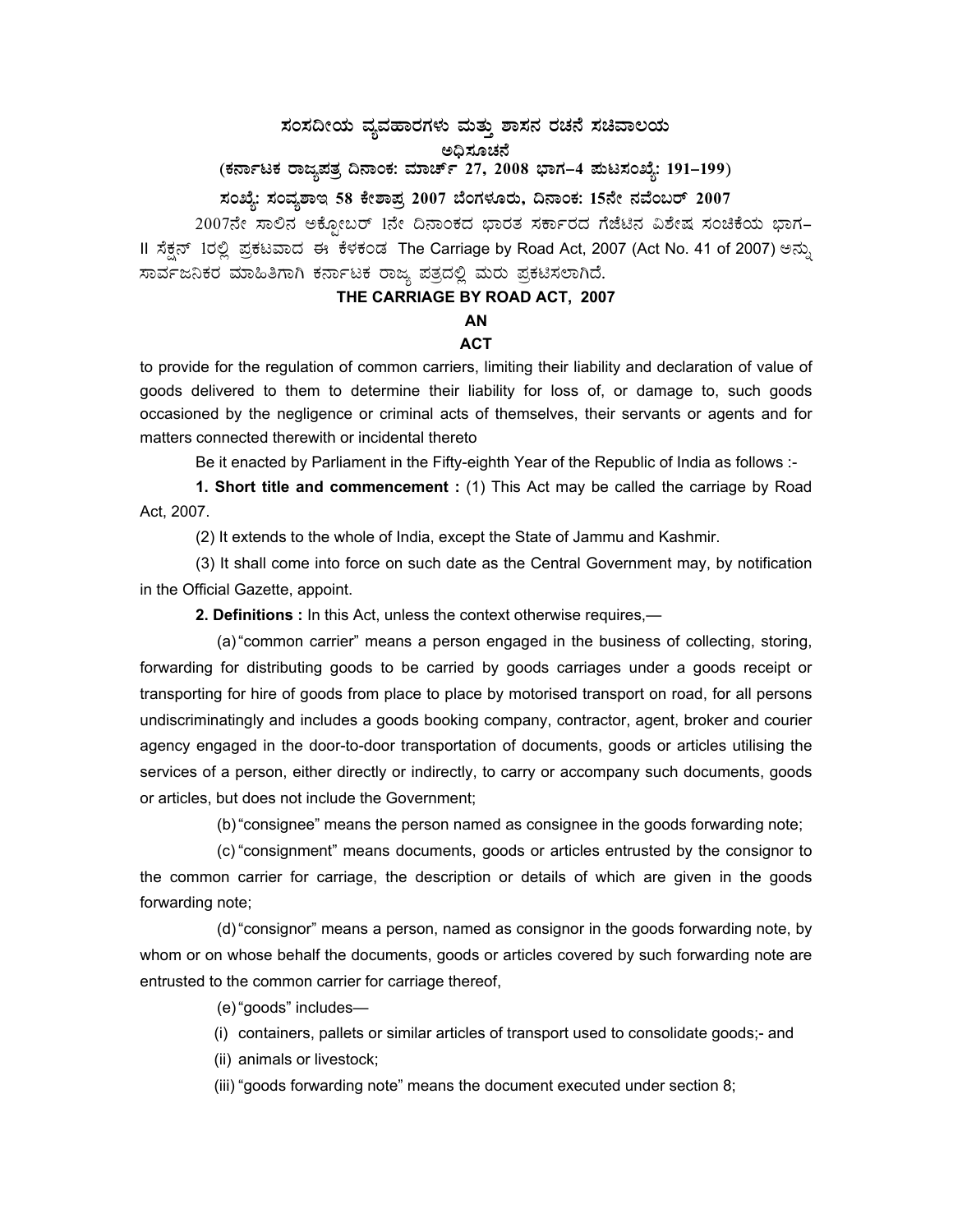# ಸಂಸದೀಯ ವ್ಯವಹಾರಗಳು ಮತ್ತು ಶಾಸನ ರಚನೆ ಸಚಿವಾಲಯ

## ಅಧಿಸೂಚನೆ

**(ಕರ್ನಾಟಕ ರಾಜ್ಯಪತ್ರ ದಿನಾಂಕ: ಮಾರ್ಚ್ 27, 2008 ಭಾಗ–4 ಪುಟಸಂಖ್ಯೆ: 191–199)**

**ಸಂಖ್ಯೆ: ಸಂವ್ಯಶಾಇ 58 ಕೇಶಾಪ್ರ 2007 ಬೆಂಗಳೂರು, ದಿನಾಂಕ: 15ನೇ ನವೆಂಬರ್ 2007**

2007ನೇ ಸಾಲಿನ ಅಕ್ಟೋಬರ್ 1ನೇ ದಿನಾಂಕದ ಭಾರತ ಸರ್ಕಾರದ ಗೆಜೆಟಿನ ವಿಶೇಷ ಸಂಚಿಕೆಯ ಭಾಗ–II ಸೆಕ್ಷನ್ 1ರಲ್ಲಿ ಪ್ರಕಟವಾದ ಈ ಕೆಳಕಂಡ The Carriage by Road Act, 2007 (Act No. 41 of 2007) ಅನ್ನು ಸಾರ್ವಜನಿಕರ ಮಾಹಿತಿಗಾಗಿ ಕರ್ನಾಟಕ ರಾಜ್ಯ ಪತ್ರದಲ್ಲಿ ಮರು ಪ್ರಕಟಿಸಲಾಗಿದೆ.

## THE CARRIAGE BY ROAD ACT, 2007

**AN**

**ACT**

to provide for the regulation of common carriers, limiting their liability and declaration of value of goods delivered to them to determine their liability for loss of, or damage to, such goods occasioned by the negligence or criminal acts of themselves, their servants or agents and for matters connected therewith or incidental thereto

Be it enacted by Parliament in the Fifty-eighth Year of the Republic of India as follows :-

**1. Short title and commencement :** (1) This Act may be called the carriage by Road Act, 2007.

(2) It extends to the whole of India, except the State of Jammu and Kashmir.

(3) It shall come into force on such date as the Central Government may, by notification in the Official Gazette, appoint.

**2. Definitions :** In this Act, unless the context otherwise requires,—

(a) "common carrier" means a person engaged in the business of collecting, storing, forwarding for distributing goods to be carried by goods carriages under a goods receipt or transporting for hire of goods from place to place by motorised transport on road, for all persons undiscriminatingly and includes a goods booking company, contractor, agent, broker and courier agency engaged in the door-to-door transportation of documents, goods or articles utilising the services of a person, either directly or indirectly, to carry or accompany such documents, goods or articles, but does not include the Government;

(b) "consignee" means the person named as consignee in the goods forwarding note;

(c) "consignment" means documents, goods or articles entrusted by the consignor to the common carrier for carriage, the description or details of which are given in the goods forwarding note;

(d) "consignor" means a person, named as consignor in the goods forwarding note, by whom or on whose behalf the documents, goods or articles covered by such forwarding note are entrusted to the common carrier for carriage thereof,

(e) "goods" includes—

(i) containers, pallets or similar articles of transport used to consolidate goods;- and

(ii) animals or livestock;

(iii) "goods forwarding note" means the document executed under section 8;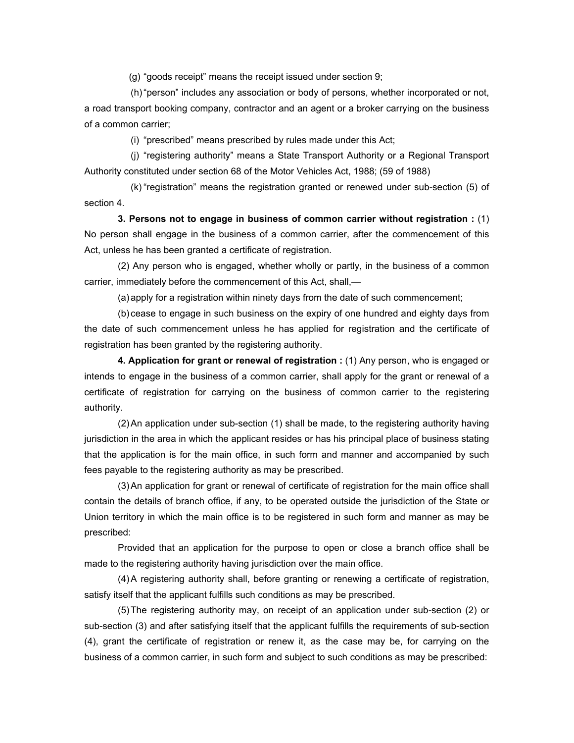(g) "goods receipt" means the receipt issued under section 9;

(h) "person" includes any association or body of persons, whether incorporated or not, a road transport booking company, contractor and an agent or a broker carrying on the business of a common carrier;

(i) "prescribed" means prescribed by rules made under this Act;

(j) "registering authority" means a State Transport Authority or a Regional Transport Authority constituted under section 68 of the Motor Vehicles Act, 1988; (59 of 1988)

(k) "registration" means the registration granted or renewed under sub-section (5) of section 4.

**3. Persons not to engage in business of common carrier without registration :** (1) No person shall engage in the business of a common carrier, after the commencement of this Act, unless he has been granted a certificate of registration.

(2) Any person who is engaged, whether wholly or partly, in the business of a common carrier, immediately before the commencement of this Act, shall,—

(a) apply for a registration within ninety days from the date of such commencement;

(b) cease to engage in such business on the expiry of one hundred and eighty days from the date of such commencement unless he has applied for registration and the certificate of registration has been granted by the registering authority.

**4. Application for grant or renewal of registration :** (1) Any person, who is engaged or intends to engage in the business of a common carrier, shall apply for the grant or renewal of a certificate of registration for carrying on the business of common carrier to the registering authority.

(2) An application under sub-section (1) shall be made, to the registering authority having jurisdiction in the area in which the applicant resides or has his principal place of business stating that the application is for the main office, in such form and manner and accompanied by such fees payable to the registering authority as may be prescribed.

(3) An application for grant or renewal of certificate of registration for the main office shall contain the details of branch office, if any, to be operated outside the jurisdiction of the State or Union territory in which the main office is to be registered in such form and manner as may be prescribed:

Provided that an application for the purpose to open or close a branch office shall be made to the registering authority having jurisdiction over the main office.

(4) A registering authority shall, before granting or renewing a certificate of registration, satisfy itself that the applicant fulfills such conditions as may be prescribed.

(5) The registering authority may, on receipt of an application under sub-section (2) or sub-section (3) and after satisfying itself that the applicant fulfills the requirements of sub-section (4), grant the certificate of registration or renew it, as the case may be, for carrying on the business of a common carrier, in such form and subject to such conditions as may be prescribed: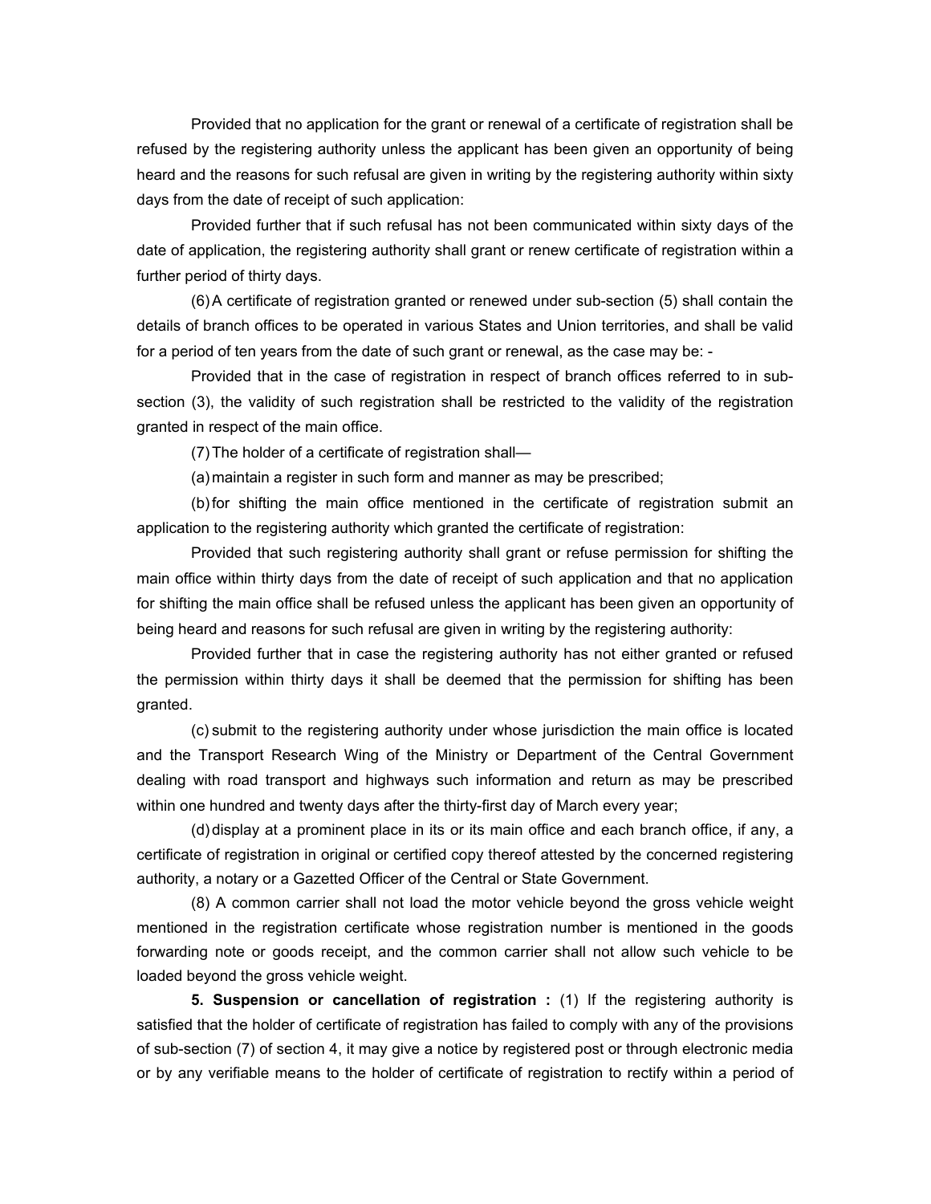Provided that no application for the grant or renewal of a certificate of registration shall be refused by the registering authority unless the applicant has been given an opportunity of being heard and the reasons for such refusal are given in writing by the registering authority within sixty days from the date of receipt of such application:

Provided further that if such refusal has not been communicated within sixty days of the date of application, the registering authority shall grant or renew certificate of registration within a further period of thirty days.

(6) A certificate of registration granted or renewed under sub-section (5) shall contain the details of branch offices to be operated in various States and Union territories, and shall be valid for a period of ten years from the date of such grant or renewal, as the case may be: -

Provided that in the case of registration in respect of branch offices referred to in sub-section (3), the validity of such registration shall be restricted to the validity of the registration granted in respect of the main office.

(7) The holder of a certificate of registration shall—

(a) maintain a register in such form and manner as may be prescribed;

(b) for shifting the main office mentioned in the certificate of registration submit an application to the registering authority which granted the certificate of registration:

Provided that such registering authority shall grant or refuse permission for shifting the main office within thirty days from the date of receipt of such application and that no application for shifting the main office shall be refused unless the applicant has been given an opportunity of being heard and reasons for such refusal are given in writing by the registering authority:

Provided further that in case the registering authority has not either granted or refused the permission within thirty days it shall be deemed that the permission for shifting has been granted.

(c) submit to the registering authority under whose jurisdiction the main office is located and the Transport Research Wing of the Ministry or Department of the Central Government dealing with road transport and highways such information and return as may be prescribed within one hundred and twenty days after the thirty-first day of March every year;

(d) display at a prominent place in its or its main office and each branch office, if any, a certificate of registration in original or certified copy thereof attested by the concerned registering authority, a notary or a Gazetted Officer of the Central or State Government.

(8) A common carrier shall not load the motor vehicle beyond the gross vehicle weight mentioned in the registration certificate whose registration number is mentioned in the goods forwarding note or goods receipt, and the common carrier shall not allow such vehicle to be loaded beyond the gross vehicle weight.

**5. Suspension or cancellation of registration :** (1) If the registering authority is satisfied that the holder of certificate of registration has failed to comply with any of the provisions of sub-section (7) of section 4, it may give a notice by registered post or through electronic media or by any verifiable means to the holder of certificate of registration to rectify within a period of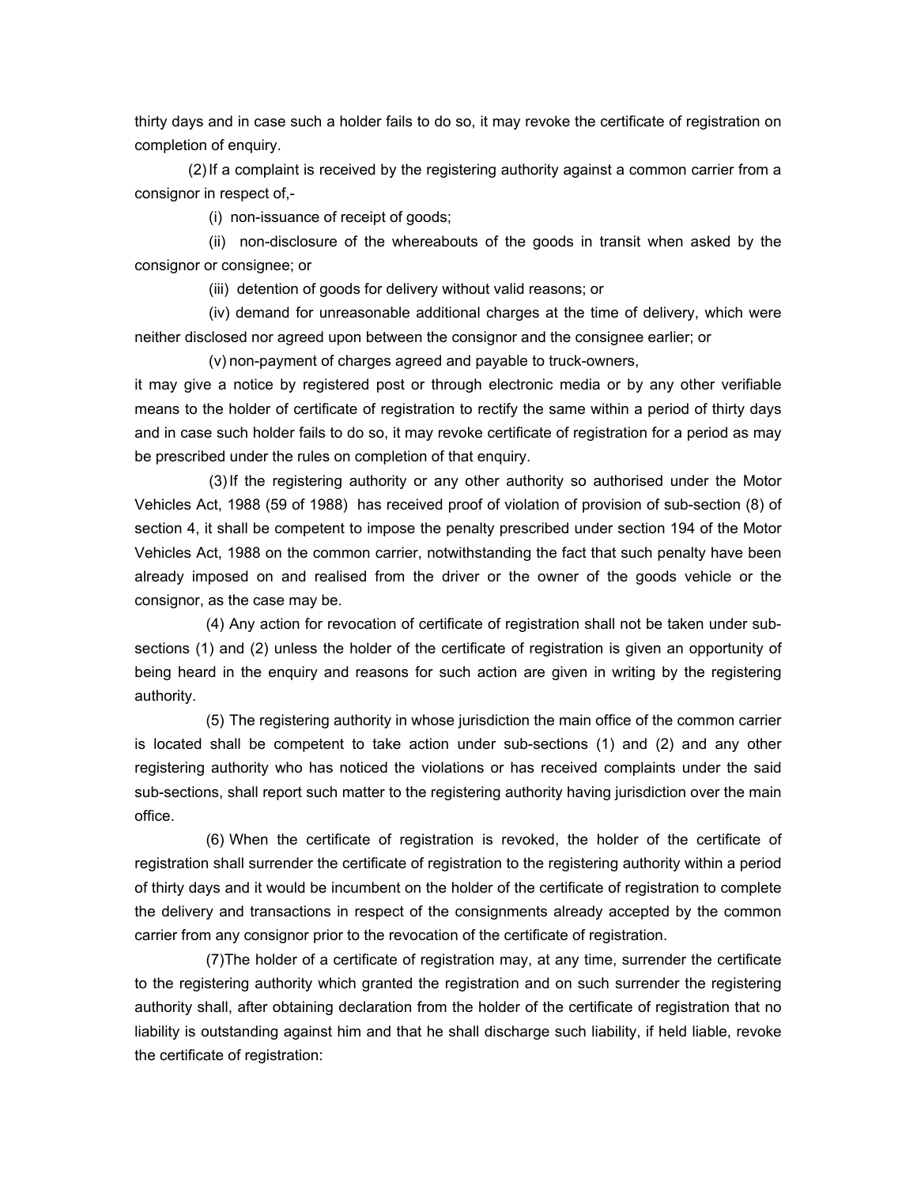thirty days and in case such a holder fails to do so, it may revoke the certificate of registration on completion of enquiry.

(2) If a complaint is received by the registering authority against a common carrier from a consignor in respect of,-

(i) non-issuance of receipt of goods;

(ii) non-disclosure of the whereabouts of the goods in transit when asked by the consignor or consignee; or

(iii) detention of goods for delivery without valid reasons; or

(iv) demand for unreasonable additional charges at the time of delivery, which were neither disclosed nor agreed upon between the consignor and the consignee earlier; or

(v) non-payment of charges agreed and payable to truck-owners,

it may give a notice by registered post or through electronic media or by any other verifiable means to the holder of certificate of registration to rectify the same within a period of thirty days and in case such holder fails to do so, it may revoke certificate of registration for a period as may be prescribed under the rules on completion of that enquiry.

(3) If the registering authority or any other authority so authorised under the Motor Vehicles Act, 1988 (59 of 1988) has received proof of violation of provision of sub-section (8) of section 4, it shall be competent to impose the penalty prescribed under section 194 of the Motor Vehicles Act, 1988 on the common carrier, notwithstanding the fact that such penalty have been already imposed on and realised from the driver or the owner of the goods vehicle or the consignor, as the case may be.

(4) Any action for revocation of certificate of registration shall not be taken under sub-sections (1) and (2) unless the holder of the certificate of registration is given an opportunity of being heard in the enquiry and reasons for such action are given in writing by the registering authority.

(5) The registering authority in whose jurisdiction the main office of the common carrier is located shall be competent to take action under sub-sections (1) and (2) and any other registering authority who has noticed the violations or has received complaints under the said sub-sections, shall report such matter to the registering authority having jurisdiction over the main office.

(6) When the certificate of registration is revoked, the holder of the certificate of registration shall surrender the certificate of registration to the registering authority within a period of thirty days and it would be incumbent on the holder of the certificate of registration to complete the delivery and transactions in respect of the consignments already accepted by the common carrier from any consignor prior to the revocation of the certificate of registration.

(7) The holder of a certificate of registration may, at any time, surrender the certificate to the registering authority which granted the registration and on such surrender the registering authority shall, after obtaining declaration from the holder of the certificate of registration that no liability is outstanding against him and that he shall discharge such liability, if held liable, revoke the certificate of registration: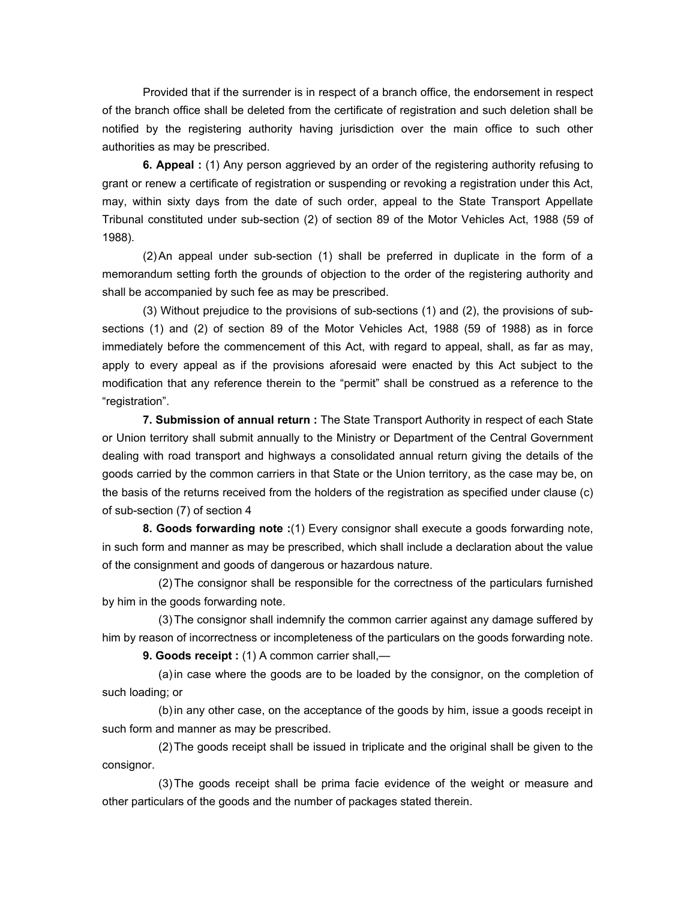Provided that if the surrender is in respect of a branch office, the endorsement in respect of the branch office shall be deleted from the certificate of registration and such deletion shall be notified by the registering authority having jurisdiction over the main office to such other authorities as may be prescribed.

**6. Appeal :** (1) Any person aggrieved by an order of the registering authority refusing to grant or renew a certificate of registration or suspending or revoking a registration under this Act, may, within sixty days from the date of such order, appeal to the State Transport Appellate Tribunal constituted under sub-section (2) of section 89 of the Motor Vehicles Act, 1988 (59 of 1988).

(2) An appeal under sub-section (1) shall be preferred in duplicate in the form of a memorandum setting forth the grounds of objection to the order of the registering authority and shall be accompanied by such fee as may be prescribed.

(3) Without prejudice to the provisions of sub-sections (1) and (2), the provisions of sub-sections (1) and (2) of section 89 of the Motor Vehicles Act, 1988 (59 of 1988) as in force immediately before the commencement of this Act, with regard to appeal, shall, as far as may, apply to every appeal as if the provisions aforesaid were enacted by this Act subject to the modification that any reference therein to the "permit" shall be construed as a reference to the "registration".

**7. Submission of annual return :** The State Transport Authority in respect of each State or Union territory shall submit annually to the Ministry or Department of the Central Government dealing with road transport and highways a consolidated annual return giving the details of the goods carried by the common carriers in that State or the Union territory, as the case may be, on the basis of the returns received from the holders of the registration as specified under clause (c) of sub-section (7) of section 4

**8. Goods forwarding note :**(1) Every consignor shall execute a goods forwarding note, in such form and manner as may be prescribed, which shall include a declaration about the value of the consignment and goods of dangerous or hazardous nature.

(2) The consignor shall be responsible for the correctness of the particulars furnished by him in the goods forwarding note.

(3) The consignor shall indemnify the common carrier against any damage suffered by him by reason of incorrectness or incompleteness of the particulars on the goods forwarding note.

**9. Goods receipt :** (1) A common carrier shall,—

(a) in case where the goods are to be loaded by the consignor, on the completion of such loading; or

(b) in any other case, on the acceptance of the goods by him, issue a goods receipt in such form and manner as may be prescribed.

(2) The goods receipt shall be issued in triplicate and the original shall be given to the consignor.

(3) The goods receipt shall be prima facie evidence of the weight or measure and other particulars of the goods and the number of packages stated therein.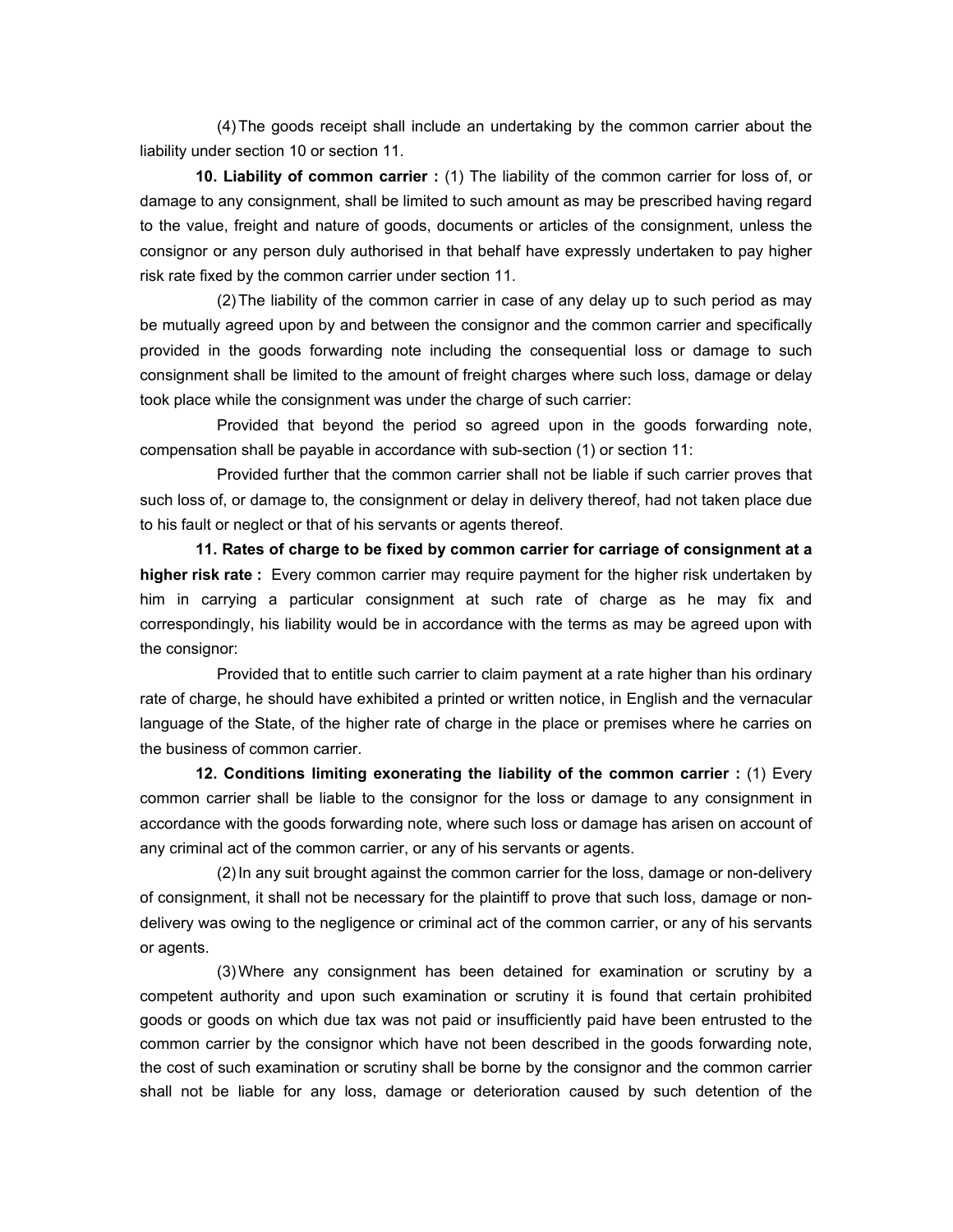(4) The goods receipt shall include an undertaking by the common carrier about the liability under section 10 or section 11.

**10. Liability of common carrier :** (1) The liability of the common carrier for loss of, or damage to any consignment, shall be limited to such amount as may be prescribed having regard to the value, freight and nature of goods, documents or articles of the consignment, unless the consignor or any person duly authorised in that behalf have expressly undertaken to pay higher risk rate fixed by the common carrier under section 11.

(2) The liability of the common carrier in case of any delay up to such period as may be mutually agreed upon by and between the consignor and the common carrier and specifically provided in the goods forwarding note including the consequential loss or damage to such consignment shall be limited to the amount of freight charges where such loss, damage or delay took place while the consignment was under the charge of such carrier:

Provided that beyond the period so agreed upon in the goods forwarding note, compensation shall be payable in accordance with sub-section (1) or section 11:

Provided further that the common carrier shall not be liable if such carrier proves that such loss of, or damage to, the consignment or delay in delivery thereof, had not taken place due to his fault or neglect or that of his servants or agents thereof.

**11. Rates of charge to be fixed by common carrier for carriage of consignment at a higher risk rate :** Every common carrier may require payment for the higher risk undertaken by him in carrying a particular consignment at such rate of charge as he may fix and correspondingly, his liability would be in accordance with the terms as may be agreed upon with the consignor:

Provided that to entitle such carrier to claim payment at a rate higher than his ordinary rate of charge, he should have exhibited a printed or written notice, in English and the vernacular language of the State, of the higher rate of charge in the place or premises where he carries on the business of common carrier.

**12. Conditions limiting exonerating the liability of the common carrier :** (1) Every common carrier shall be liable to the consignor for the loss or damage to any consignment in accordance with the goods forwarding note, where such loss or damage has arisen on account of any criminal act of the common carrier, or any of his servants or agents.

(2) In any suit brought against the common carrier for the loss, damage or non-delivery of consignment, it shall not be necessary for the plaintiff to prove that such loss, damage or non-delivery was owing to the negligence or criminal act of the common carrier, or any of his servants or agents.

(3) Where any consignment has been detained for examination or scrutiny by a competent authority and upon such examination or scrutiny it is found that certain prohibited goods or goods on which due tax was not paid or insufficiently paid have been entrusted to the common carrier by the consignor which have not been described in the goods forwarding note, the cost of such examination or scrutiny shall be borne by the consignor and the common carrier shall not be liable for any loss, damage or deterioration caused by such detention of the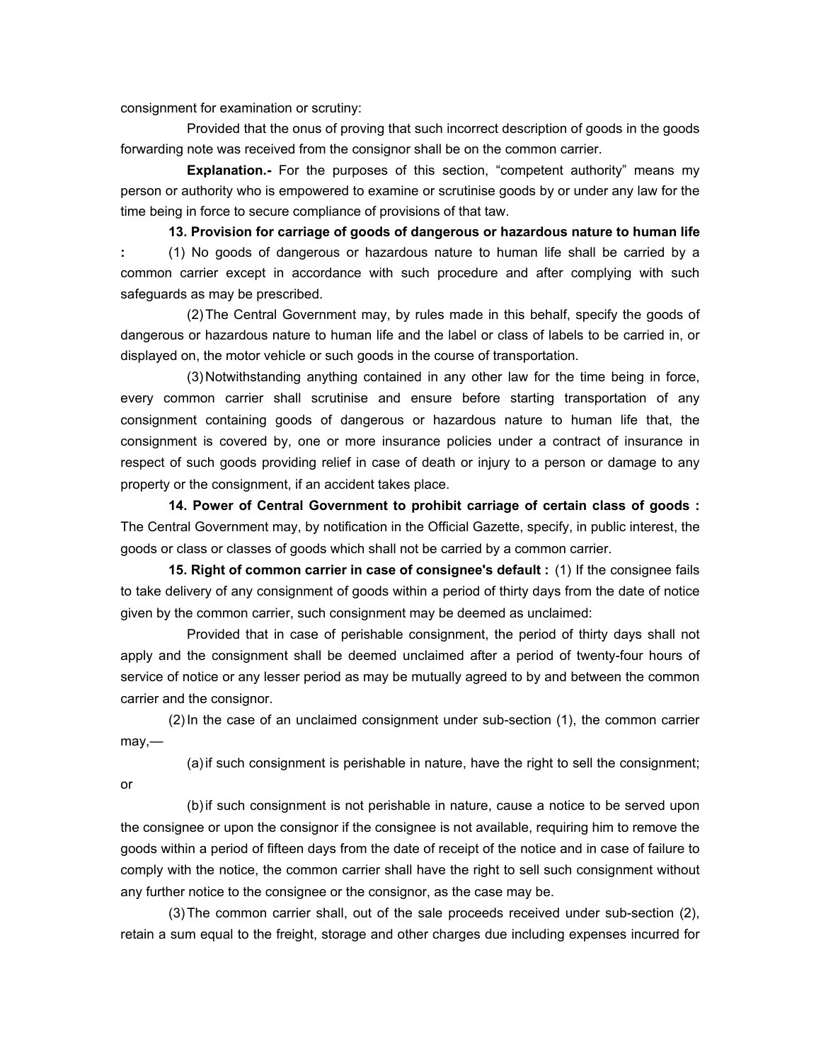consignment for examination or scrutiny:

Provided that the onus of proving that such incorrect description of goods in the goods forwarding note was received from the consignor shall be on the common carrier.

**Explanation.-** For the purposes of this section, “competent authority” means my person or authority who is empowered to examine or scrutinise goods by or under any law for the time being in force to secure compliance of provisions of that taw.

**13. Provision for carriage of goods of dangerous or hazardous nature to human life :** (1) No goods of dangerous or hazardous nature to human life shall be carried by a common carrier except in accordance with such procedure and after complying with such safeguards as may be prescribed.

(2) The Central Government may, by rules made in this behalf, specify the goods of dangerous or hazardous nature to human life and the label or class of labels to be carried in, or displayed on, the motor vehicle or such goods in the course of transportation.

(3) Notwithstanding anything contained in any other law for the time being in force, every common carrier shall scrutinise and ensure before starting transportation of any consignment containing goods of dangerous or hazardous nature to human life that, the consignment is covered by, one or more insurance policies under a contract of insurance in respect of such goods providing relief in case of death or injury to a person or damage to any property or the consignment, if an accident takes place.

**14. Power of Central Government to prohibit carriage of certain class of goods :** The Central Government may, by notification in the Official Gazette, specify, in public interest, the goods or class or classes of goods which shall not be carried by a common carrier.

**15. Right of common carrier in case of consignee's default :** (1) If the consignee fails to take delivery of any consignment of goods within a period of thirty days from the date of notice given by the common carrier, such consignment may be deemed as unclaimed:

Provided that in case of perishable consignment, the period of thirty days shall not apply and the consignment shall be deemed unclaimed after a period of twenty-four hours of service of notice or any lesser period as may be mutually agreed to by and between the common carrier and the consignor.

(2) In the case of an unclaimed consignment under sub-section (1), the common carrier may,—

(a) if such consignment is perishable in nature, have the right to sell the consignment; or

(b) if such consignment is not perishable in nature, cause a notice to be served upon the consignee or upon the consignor if the consignee is not available, requiring him to remove the goods within a period of fifteen days from the date of receipt of the notice and in case of failure to comply with the notice, the common carrier shall have the right to sell such consignment without any further notice to the consignee or the consignor, as the case may be.

(3) The common carrier shall, out of the sale proceeds received under sub-section (2), retain a sum equal to the freight, storage and other charges due including expenses incurred for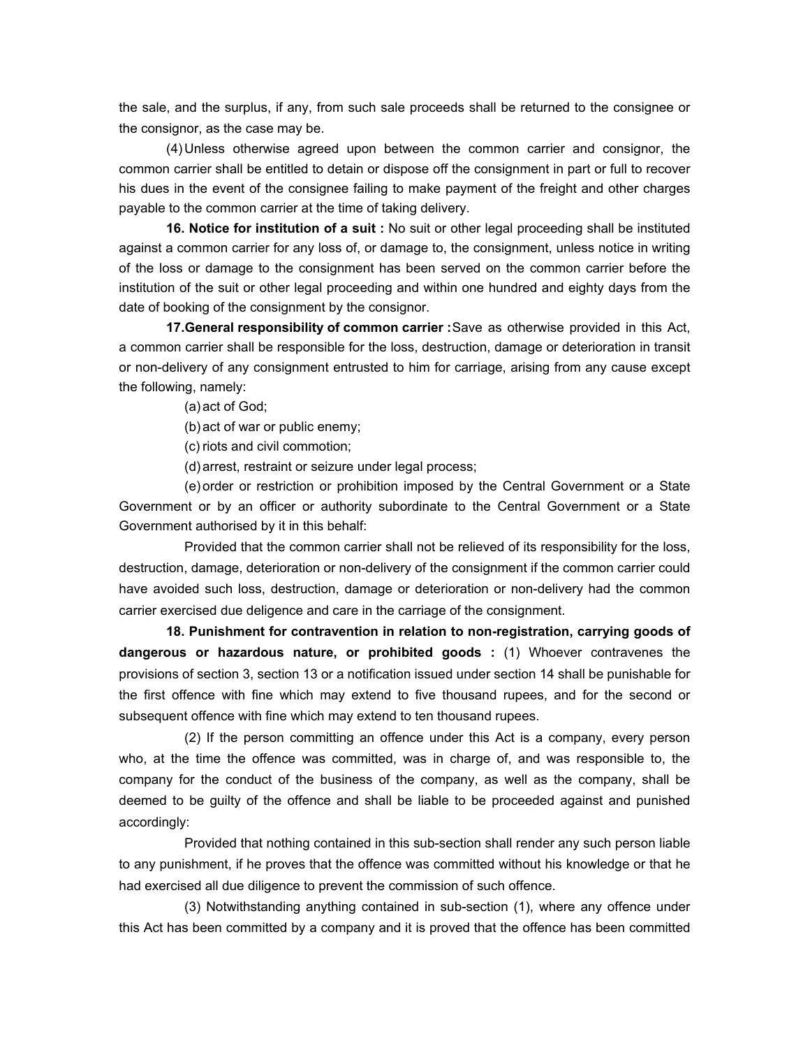the sale, and the surplus, if any, from such sale proceeds shall be returned to the consignee or the consignor, as the case may be.

(4) Unless otherwise agreed upon between the common carrier and consignor, the common carrier shall be entitled to detain or dispose off the consignment in part or full to recover his dues in the event of the consignee failing to make payment of the freight and other charges payable to the common carrier at the time of taking delivery.

**16. Notice for institution of a suit :** No suit or other legal proceeding shall be instituted against a common carrier for any loss of, or damage to, the consignment, unless notice in writing of the loss or damage to the consignment has been served on the common carrier before the institution of the suit or other legal proceeding and within one hundred and eighty days from the date of booking of the consignment by the consignor.

**17. General responsibility of common carrier :** Save as otherwise provided in this Act, a common carrier shall be responsible for the loss, destruction, damage or deterioration in transit or non-delivery of any consignment entrusted to him for carriage, arising from any cause except the following, namely:

(a) act of God;

(b) act of war or public enemy;

(c) riots and civil commotion;

(d) arrest, restraint or seizure under legal process;

(e) order or restriction or prohibition imposed by the Central Government or a State Government or by an officer or authority subordinate to the Central Government or a State Government authorised by it in this behalf:

Provided that the common carrier shall not be relieved of its responsibility for the loss, destruction, damage, deterioration or non-delivery of the consignment if the common carrier could have avoided such loss, destruction, damage or deterioration or non-delivery had the common carrier exercised due deligence and care in the carriage of the consignment.

**18. Punishment for contravention in relation to non-registration, carrying goods of dangerous or hazardous nature, or prohibited goods :** (1) Whoever contravenes the provisions of section 3, section 13 or a notification issued under section 14 shall be punishable for the first offence with fine which may extend to five thousand rupees, and for the second or subsequent offence with fine which may extend to ten thousand rupees.

(2) If the person committing an offence under this Act is a company, every person who, at the time the offence was committed, was in charge of, and was responsible to, the company for the conduct of the business of the company, as well as the company, shall be deemed to be guilty of the offence and shall be liable to be proceeded against and punished accordingly:

Provided that nothing contained in this sub-section shall render any such person liable to any punishment, if he proves that the offence was committed without his knowledge or that he had exercised all due diligence to prevent the commission of such offence.

(3) Notwithstanding anything contained in sub-section (1), where any offence under this Act has been committed by a company and it is proved that the offence has been committed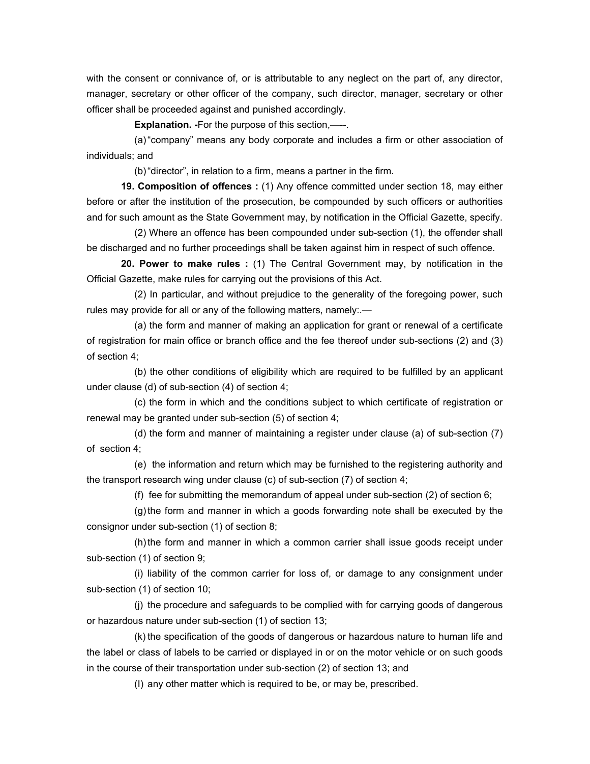with the consent or connivance of, or is attributable to any neglect on the part of, any director, manager, secretary or other officer of the company, such director, manager, secretary or other officer shall be proceeded against and punished accordingly.

**Explanation. -**For the purpose of this section,—--.

(a) "company" means any body corporate and includes a firm or other association of individuals; and

(b) "director", in relation to a firm, means a partner in the firm.

**19. Composition of offences :** (1) Any offence committed under section 18, may either before or after the institution of the prosecution, be compounded by such officers or authorities and for such amount as the State Government may, by notification in the Official Gazette, specify.

(2) Where an offence has been compounded under sub-section (1), the offender shall be discharged and no further proceedings shall be taken against him in respect of such offence.

**20. Power to make rules :** (1) The Central Government may, by notification in the Official Gazette, make rules for carrying out the provisions of this Act.

(2) In particular, and without prejudice to the generality of the foregoing power, such rules may provide for all or any of the following matters, namely:.—

(a) the form and manner of making an application for grant or renewal of a certificate of registration for main office or branch office and the fee thereof under sub-sections (2) and (3) of section 4;

(b) the other conditions of eligibility which are required to be fulfilled by an applicant under clause (d) of sub-section (4) of section 4;

(c) the form in which and the conditions subject to which certificate of registration or renewal may be granted under sub-section (5) of section 4;

(d) the form and manner of maintaining a register under clause (a) of sub-section (7) of section 4;

(e) the information and return which may be furnished to the registering authority and the transport research wing under clause (c) of sub-section (7) of section 4;

(f) fee for submitting the memorandum of appeal under sub-section (2) of section 6;

(g) the form and manner in which a goods forwarding note shall be executed by the consignor under sub-section (1) of section 8;

(h) the form and manner in which a common carrier shall issue goods receipt under sub-section (1) of section 9;

(i) liability of the common carrier for loss of, or damage to any consignment under sub-section (1) of section 10;

(j) the procedure and safeguards to be complied with for carrying goods of dangerous or hazardous nature under sub-section (1) of section 13;

(k) the specification of the goods of dangerous or hazardous nature to human life and the label or class of labels to be carried or displayed in or on the motor vehicle or on such goods in the course of their transportation under sub-section (2) of section 13; and

(l) any other matter which is required to be, or may be, prescribed.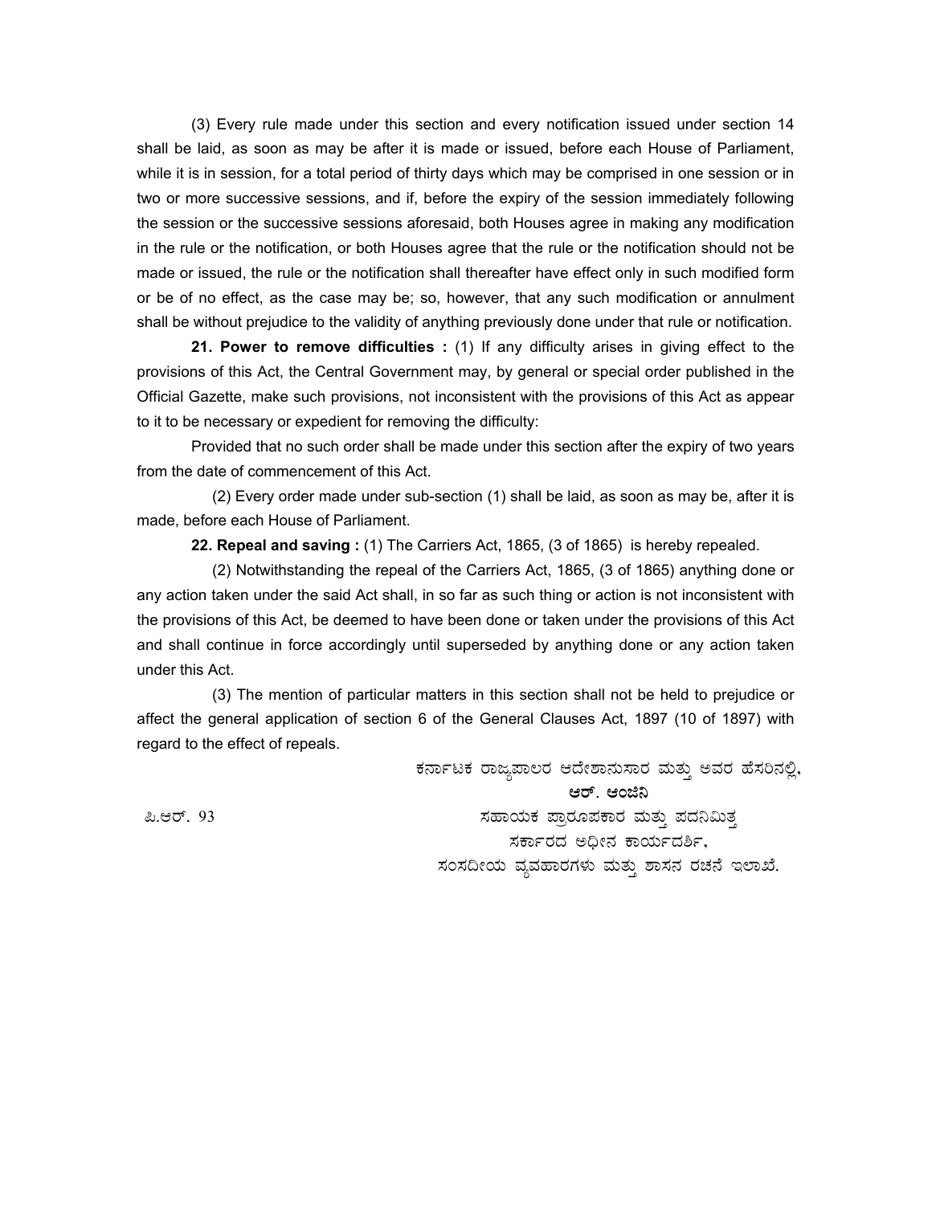(3) Every rule made under this section and every notification issued under section 14 shall be laid, as soon as may be after it is made or issued, before each House of Parliament, while it is in session, for a total period of thirty days which may be comprised in one session or in two or more successive sessions, and if, before the expiry of the session immediately following the session or the successive sessions aforesaid, both Houses agree in making any modification in the rule or the notification, or both Houses agree that the rule or the notification should not be made or issued, the rule or the notification shall thereafter have effect only in such modified form or be of no effect, as the case may be; so, however, that any such modification or annulment shall be without prejudice to the validity of anything previously done under that rule or notification.

**21. Power to remove difficulties :** (1) If any difficulty arises in giving effect to the provisions of this Act, the Central Government may, by general or special order published in the Official Gazette, make such provisions, not inconsistent with the provisions of this Act as appear to it to be necessary or expedient for removing the difficulty:

Provided that no such order shall be made under this section after the expiry of two years from the date of commencement of this Act.

(2) Every order made under sub-section (1) shall be laid, as soon as may be, after it is made, before each House of Parliament.

**22. Repeal and saving :** (1) The Carriers Act, 1865, (3 of 1865) is hereby repealed.

(2) Notwithstanding the repeal of the Carriers Act, 1865, (3 of 1865) anything done or any action taken under the said Act shall, in so far as such thing or action is not inconsistent with the provisions of this Act, be deemed to have been done or taken under the provisions of this Act and shall continue in force accordingly until superseded by anything done or any action taken under this Act.

(3) The mention of particular matters in this section shall not be held to prejudice or affect the general application of section 6 of the General Clauses Act, 1897 (10 of 1897) with regard to the effect of repeals.

ಕರ್ನಾಟಕ ರಾಜ್ಯಪಾಲರ ಆದೇಶಾನುಸಾರ ಮತ್ತು ಅವರ ಹೆಸರಿನಲ್ಲಿ,

**ಆರ್. ಆಂಜಿನಿ**

ಪಿ.ಆರ್. 93

ಸಹಾಯಕ ಪ್ರಾರೂಪಕಾರ ಮತ್ತು ಪದನಿಮಿತ್ತ

ಸರ್ಕಾರದ ಅಧೀನ ಕಾರ್ಯದರ್ಶಿ,

ಸಂಸದೀಯ ವ್ಯವಹಾರಗಳು ಮತ್ತು ಶಾಸನ ರಚನೆ ಇಲಾಖೆ.